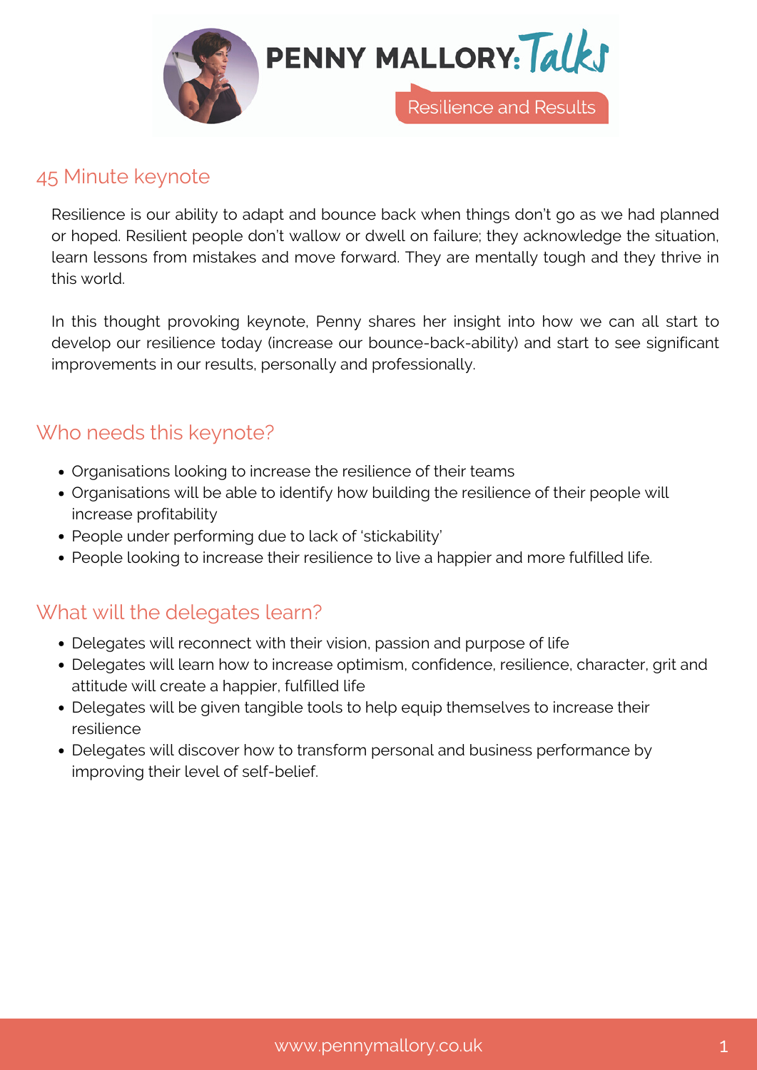# PENNY MALLORY: Talks

Resilience and Results

## 45 Minute keynote

Resilience is our ability to adapt and bounce back when things don't go as we had planned or hoped. Resilient people don't wallow or dwell on failure; they acknowledge the situation, learn lessons from mistakes and move forward. They are mentally tough and they thrive in this world.

In this thought provoking keynote, Penny shares her insight into how we can all start to develop our resilience today (increase our bounce-back-ability) and start to see significant improvements in our results, personally and professionally.

## Who needs this keynote?

- Organisations looking to increase the resilience of their teams
- Organisations will be able to identify how building the resilience of their people will increase profitability
- People under performing due to lack of 'stickability'
- People looking to increase their resilience to live a happier and more fulfilled life.

## What will the delegates learn?

- Delegates will reconnect with their vision, passion and purpose of life
- Delegates will learn how to increase optimism, confidence, resilience, character, grit and attitude will create a happier, fulfilled life
- Delegates will be given tangible tools to help equip themselves to increase their resilience
- Delegates will discover how to transform personal and business performance by improving their level of self-belief.

www.pennymallory.co.uk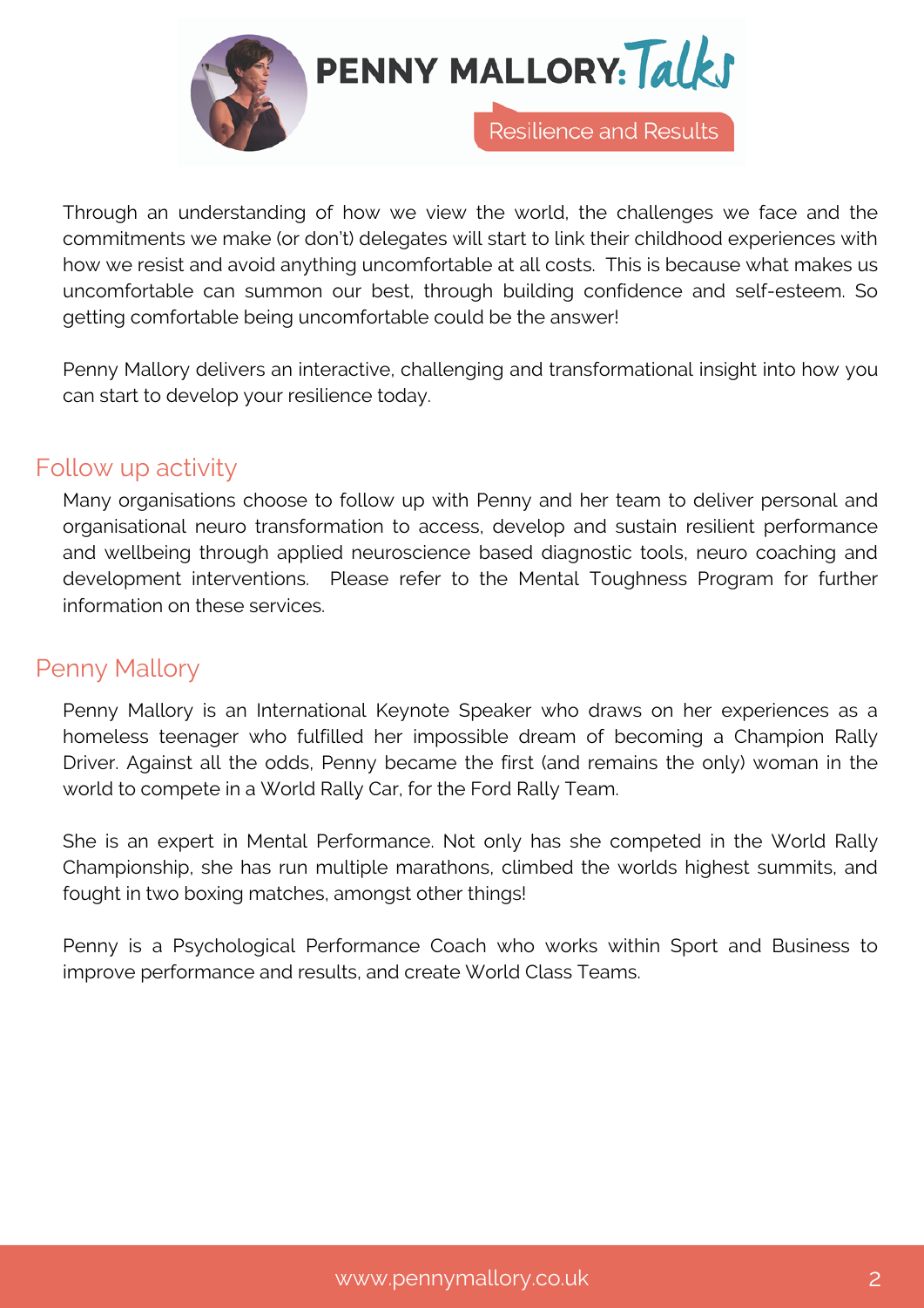Through an understanding of how we view the world, the challenges we face and the commitments we make (or don't) delegates will start to link their childhood experiences with how we resist and avoid anything uncomfortable at all costs. This is because what makes us uncomfortable can summon our best, through building confidence and self-esteem. So getting comfortable being uncomfortable could be the answer!

Penny Mallory delivers an interactive, challenging and transformational insight into how you can start to develop your resilience today.

## Follow up activity

Many organisations choose to follow up with Penny and her team to deliver personal and organisational neuro transformation to access, develop and sustain resilient performance and wellbeing through applied neuroscience based diagnostic tools, neuro coaching and development interventions. Please refer to the Mental Toughness Program for further information on these services.

## Penny Mallory

Penny Mallory is an International Keynote Speaker who draws on her experiences as a homeless teenager who fulfilled her impossible dream of becoming a Champion Rally Driver. Against all the odds, Penny became the first (and remains the only) woman in the world to compete in a World Rally Car, for the Ford Rally Team.

She is an expert in Mental Performance. Not only has she competed in the World Rally Championship, she has run multiple marathons, climbed the worlds highest summits, and fought in two boxing matches, amongst other things!

Penny is a Psychological Performance Coach who works within Sport and Business to improve performance and results, and create World Class Teams.